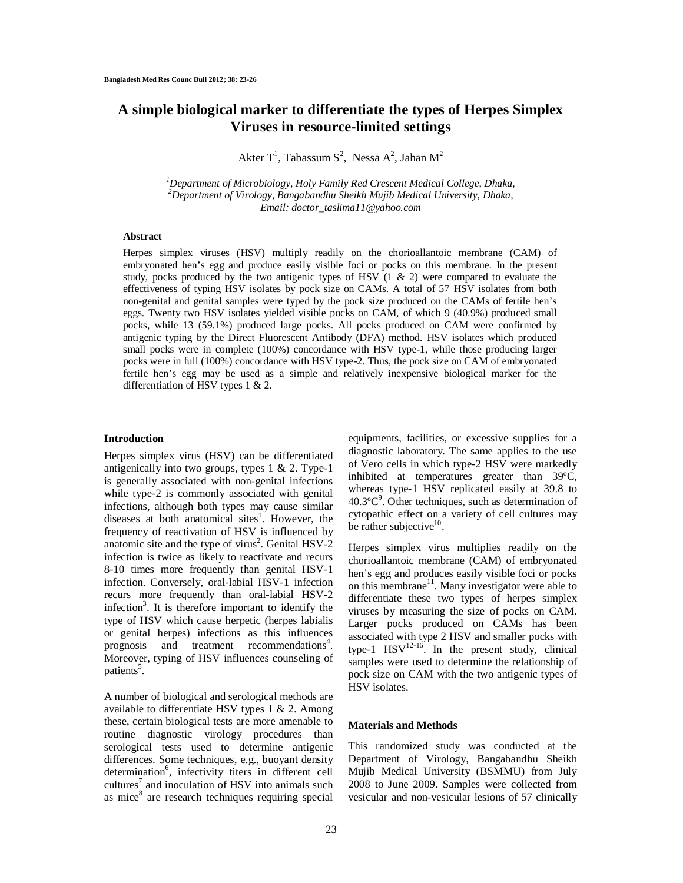# A simple biological marker to differentiate the types of Herpes Simplex Viruses in resource-limited settings

Akter T[1], Tabassum S[2], Nessa A[2], Jahan M[2]

*[1]Department of Microbiology, Holy Family Red Crescent Medical College, Dhaka,*
*[2]Department of Virology, Bangabandhu Sheikh Mujib Medical University, Dhaka,*
*Email: doctor_taslima11@yahoo.com*

### Abstract

Herpes simplex viruses (HSV) multiply readily on the chorioallantoic membrane (CAM) of embryonated hen's egg and produce easily visible foci or pocks on this membrane. In the present study, pocks produced by the two antigenic types of HSV (1 & 2) were compared to evaluate the effectiveness of typing HSV isolates by pock size on CAMs. A total of 57 HSV isolates from both non-genital and genital samples were typed by the pock size produced on the CAMs of fertile hen's eggs. Twenty two HSV isolates yielded visible pocks on CAM, of which 9 (40.9%) produced small pocks, while 13 (59.1%) produced large pocks. All pocks produced on CAM were confirmed by antigenic typing by the Direct Fluorescent Antibody (DFA) method. HSV isolates which produced small pocks were in complete (100%) concordance with HSV type-1, while those producing larger pocks were in full (100%) concordance with HSV type-2. Thus, the pock size on CAM of embryonated fertile hen's egg may be used as a simple and relatively inexpensive biological marker for the differentiation of HSV types 1 & 2.

## Introduction

Herpes simplex virus (HSV) can be differentiated antigenically into two groups, types 1 & 2. Type-1 is generally associated with non-genital infections while type-2 is commonly associated with genital infections, although both types may cause similar diseases at both anatomical sites[1]. However, the frequency of reactivation of HSV is influenced by anatomic site and the type of virus[2]. Genital HSV-2 infection is twice as likely to reactivate and recurs 8-10 times more frequently than genital HSV-1 infection. Conversely, oral-labial HSV-1 infection recurs more frequently than oral-labial HSV-2 infection[3]. It is therefore important to identify the type of HSV which cause herpetic (herpes labialis or genital herpes) infections as this influences prognosis and treatment recommendations[4]. Moreover, typing of HSV influences counseling of patients[5].

A number of biological and serological methods are available to differentiate HSV types 1 & 2. Among these, certain biological tests are more amenable to routine diagnostic virology procedures than serological tests used to determine antigenic differences. Some techniques, e.g., buoyant density determination[6], infectivity titers in different cell cultures[7] and inoculation of HSV into animals such as mice[8] are research techniques requiring special equipments, facilities, or excessive supplies for a diagnostic laboratory. The same applies to the use of Vero cells in which type-2 HSV were markedly inhibited at temperatures greater than 39ºC, whereas type-1 HSV replicated easily at 39.8 to 40.3ºC[9]. Other techniques, such as determination of cytopathic effect on a variety of cell cultures may be rather subjective[10].

Herpes simplex virus multiplies readily on the chorioallantoic membrane (CAM) of embryonated hen's egg and produces easily visible foci or pocks on this membrane[11]. Many investigator were able to differentiate these two types of herpes simplex viruses by measuring the size of pocks on CAM. Larger pocks produced on CAMs has been associated with type 2 HSV and smaller pocks with type-1 HSV[12-16]. In the present study, clinical samples were used to determine the relationship of pock size on CAM with the two antigenic types of HSV isolates.

## Materials and Methods

This randomized study was conducted at the Department of Virology, Bangabandhu Sheikh Mujib Medical University (BSMMU) from July 2008 to June 2009. Samples were collected from vesicular and non-vesicular lesions of 57 clinically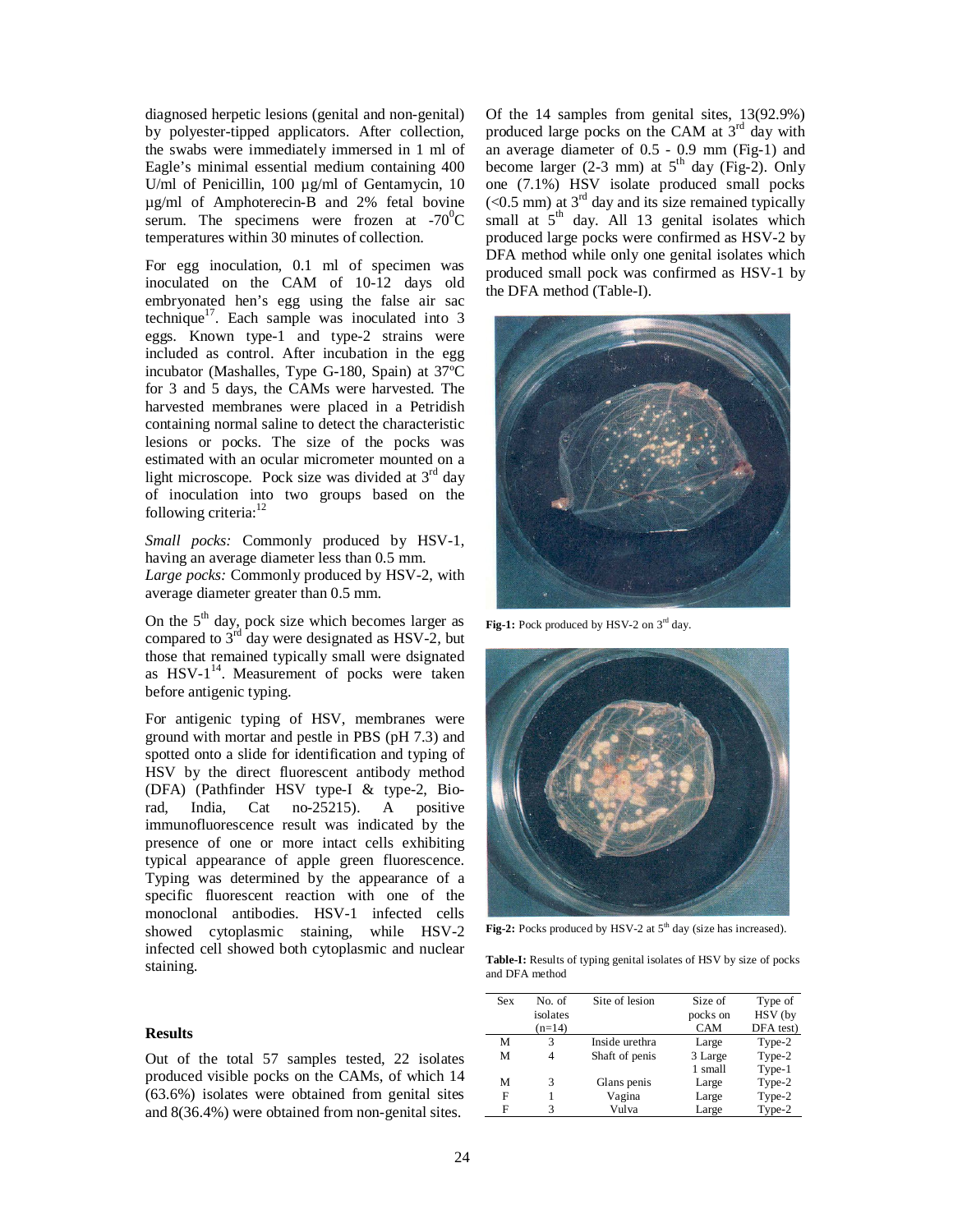diagnosed herpetic lesions (genital and non-genital) by polyester-tipped applicators. After collection, the swabs were immediately immersed in 1 ml of Eagle's minimal essential medium containing 400 U/ml of Penicillin, 100 µg/ml of Gentamycin, 10 µg/ml of Amphoterecin-B and 2% fetal bovine serum. The specimens were frozen at -70$^0$C temperatures within 30 minutes of collection.

For egg inoculation, 0.1 ml of specimen was inoculated on the CAM of 10-12 days old embryonated hen's egg using the false air sac technique[17]. Each sample was inoculated into 3 eggs. Known type-1 and type-2 strains were included as control. After incubation in the egg incubator (Mashalles, Type G-180, Spain) at 37ºC for 3 and 5 days, the CAMs were harvested. The harvested membranes were placed in a Petridish containing normal saline to detect the characteristic lesions or pocks. The size of the pocks was estimated with an ocular micrometer mounted on a light microscope. Pock size was divided at 3$^{rd}$ day of inoculation into two groups based on the following criteria:[12]

*Small pocks:* Commonly produced by HSV-1, having an average diameter less than 0.5 mm.
*Large pocks:* Commonly produced by HSV-2, with average diameter greater than 0.5 mm.

On the 5$^{th}$ day, pock size which becomes larger as compared to 3$^{rd}$ day were designated as HSV-2, but those that remained typically small were dsignated as HSV-1[14]. Measurement of pocks were taken before antigenic typing.

For antigenic typing of HSV, membranes were ground with mortar and pestle in PBS (pH 7.3) and spotted onto a slide for identification and typing of HSV by the direct fluorescent antibody method (DFA) (Pathfinder HSV type-I & type-2, Bio-rad, India, Cat no-25215). A positive immunofluorescence result was indicated by the presence of one or more intact cells exhibiting typical appearance of apple green fluorescence. Typing was determined by the appearance of a specific fluorescent reaction with one of the monoclonal antibodies. HSV-1 infected cells showed cytoplasmic staining, while HSV-2 infected cell showed both cytoplasmic and nuclear staining.

## Results

Out of the total 57 samples tested, 22 isolates produced visible pocks on the CAMs, of which 14 (63.6%) isolates were obtained from genital sites and 8(36.4%) were obtained from non-genital sites.

Of the 14 samples from genital sites, 13(92.9%) produced large pocks on the CAM at 3$^{rd}$ day with an average diameter of 0.5 - 0.9 mm (Fig-1) and become larger (2-3 mm) at 5$^{th}$ day (Fig-2). Only one (7.1%) HSV isolate produced small pocks (<0.5 mm) at 3$^{rd}$ day and its size remained typically small at 5$^{th}$ day. All 13 genital isolates which produced large pocks were confirmed as HSV-2 by DFA method while only one genital isolates which produced small pock was confirmed as HSV-1 by the DFA method (Table-I).

**Fig-1:** Pock produced by HSV-2 on 3$^{rd}$ day.

**Fig-2:** Pocks produced by HSV-2 at 5$^{th}$ day (size has increased).

**Table-I:** Results of typing genital isolates of HSV by size of pocks and DFA method

| Sex | No. of isolates (n=14) | Site of lesion | Size of pocks on CAM | Type of HSV (by DFA test) |
|---|---|---|---|---|
| M | 3 | Inside urethra | Large | Type-2 |
| M | 4 | Shaft of penis | 3 Large<br>1 small | Type-2<br>Type-1 |
| M | 3 | Glans penis | Large | Type-2 |
| F | 1 | Vagina | Large | Type-2 |
| F | 3 | Vulva | Large | Type-2 |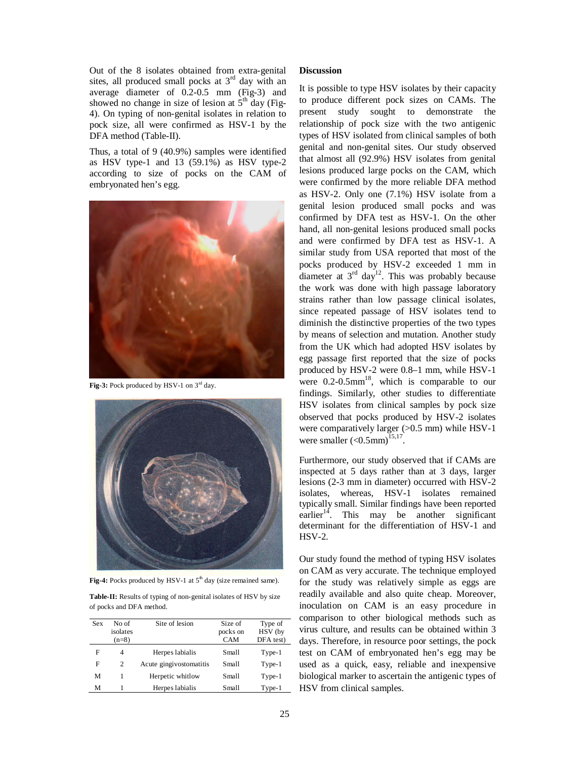Out of the 8 isolates obtained from extra-genital sites, all produced small pocks at 3rd day with an average diameter of 0.2-0.5 mm (Fig-3) and showed no change in size of lesion at 5th day (Fig-4). On typing of non-genital isolates in relation to pock size, all were confirmed as HSV-1 by the DFA method (Table-II).

Thus, a total of 9 (40.9%) samples were identified as HSV type-1 and 13 (59.1%) as HSV type-2 according to size of pocks on the CAM of embryonated hen's egg.

**Fig-3:** Pock produced by HSV-1 on 3rd day.

**Fig-4:** Pocks produced by HSV-1 at 5th day (size remained same).

**Table-II:** Results of typing of non-genital isolates of HSV by size of pocks and DFA method.

| Sex | No of isolates (n=8) | Site of lesion | Size of pocks on CAM | Type of HSV (by DFA test) |
|---|---|---|---|---|
| F | 4 | Herpes labialis | Small | Type-1 |
| F | 2 | Acute gingivostomatitis | Small | Type-1 |
| M | 1 | Herpetic whitlow | Small | Type-1 |
| M | 1 | Herpes labialis | Small | Type-1 |

## Discussion

It is possible to type HSV isolates by their capacity to produce different pock sizes on CAMs. The present study sought to demonstrate the relationship of pock size with the two antigenic types of HSV isolated from clinical samples of both genital and non-genital sites. Our study observed that almost all (92.9%) HSV isolates from genital lesions produced large pocks on the CAM, which were confirmed by the more reliable DFA method as HSV-2. Only one (7.1%) HSV isolate from a genital lesion produced small pocks and was confirmed by DFA test as HSV-1. On the other hand, all non-genital lesions produced small pocks and were confirmed by DFA test as HSV-1. A similar study from USA reported that most of the pocks produced by HSV-2 exceeded 1 mm in diameter at 3rd day[12]. This was probably because the work was done with high passage laboratory strains rather than low passage clinical isolates, since repeated passage of HSV isolates tend to diminish the distinctive properties of the two types by means of selection and mutation. Another study from the UK which had adopted HSV isolates by egg passage first reported that the size of pocks produced by HSV-2 were 0.8–1 mm, while HSV-1 were 0.2-0.5mm[18], which is comparable to our findings. Similarly, other studies to differentiate HSV isolates from clinical samples by pock size observed that pocks produced by HSV-2 isolates were comparatively larger (>0.5 mm) while HSV-1 were smaller (<0.5mm)[15,17].

Furthermore, our study observed that if CAMs are inspected at 5 days rather than at 3 days, larger lesions (2-3 mm in diameter) occurred with HSV-2 isolates, whereas, HSV-1 isolates remained typically small. Similar findings have been reported earlier[14]. This may be another significant determinant for the differentiation of HSV-1 and HSV-2.

Our study found the method of typing HSV isolates on CAM as very accurate. The technique employed for the study was relatively simple as eggs are readily available and also quite cheap. Moreover, inoculation on CAM is an easy procedure in comparison to other biological methods such as virus culture, and results can be obtained within 3 days. Therefore, in resource poor settings, the pock test on CAM of embryonated hen's egg may be used as a quick, easy, reliable and inexpensive biological marker to ascertain the antigenic types of HSV from clinical samples.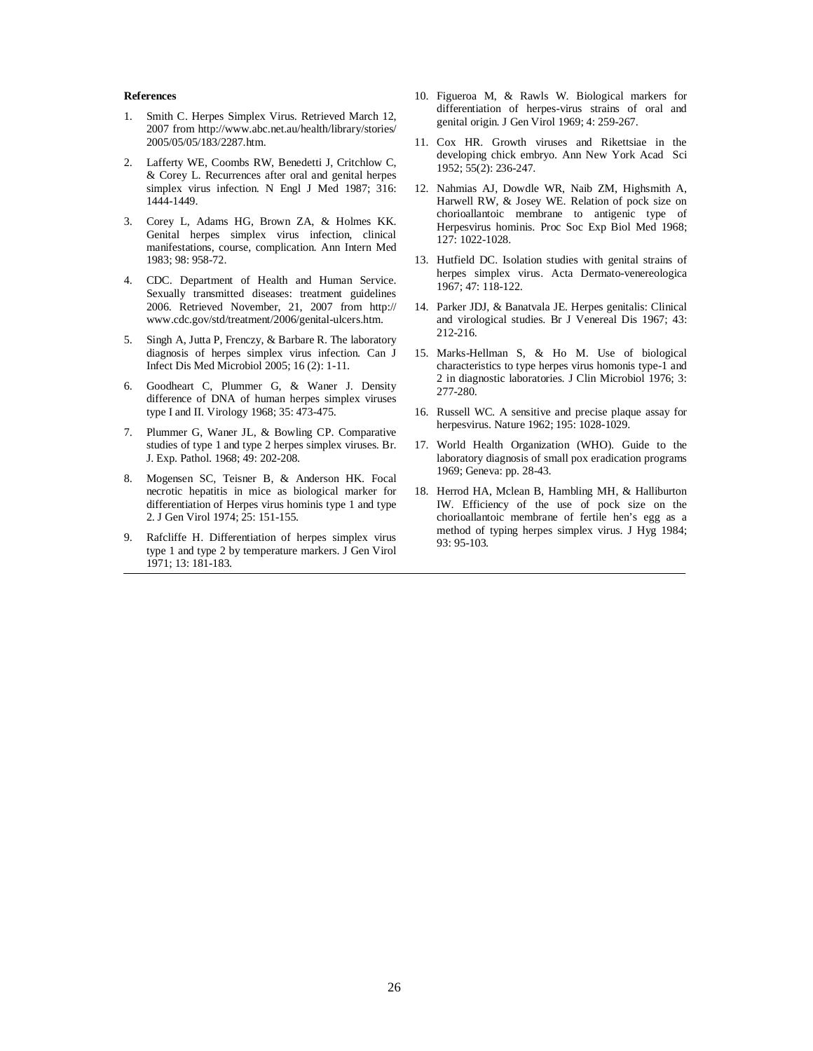**References**

1. Smith C. Herpes Simplex Virus. Retrieved March 12, 2007 from http://www.abc.net.au/health/library/stories/2005/05/05/183/2287.htm.
2. Lafferty WE, Coombs RW, Benedetti J, Critchlow C, & Corey L. Recurrences after oral and genital herpes simplex virus infection. N Engl J Med 1987; 316: 1444-1449.
3. Corey L, Adams HG, Brown ZA, & Holmes KK. Genital herpes simplex virus infection, clinical manifestations, course, complication. Ann Intern Med 1983; 98: 958-72.
4. CDC. Department of Health and Human Service. Sexually transmitted diseases: treatment guidelines 2006. Retrieved November, 21, 2007 from http://www.cdc.gov/std/treatment/2006/genital-ulcers.htm.
5. Singh A, Jutta P, Frenczy, & Barbare R. The laboratory diagnosis of herpes simplex virus infection. Can J Infect Dis Med Microbiol 2005; 16 (2): 1-11.
6. Goodheart C, Plummer G, & Waner J. Density difference of DNA of human herpes simplex viruses type I and II. Virology 1968; 35: 473-475.
7. Plummer G, Waner JL, & Bowling CP. Comparative studies of type 1 and type 2 herpes simplex viruses. Br. J. Exp. Pathol. 1968; 49: 202-208.
8. Mogensen SC, Teisner B, & Anderson HK. Focal necrotic hepatitis in mice as biological marker for differentiation of Herpes virus hominis type 1 and type 2. J Gen Virol 1974; 25: 151-155.
9. Rafcliffe H. Differentiation of herpes simplex virus type 1 and type 2 by temperature markers. J Gen Virol 1971; 13: 181-183.
10. Figueroa M, & Rawls W. Biological markers for differentiation of herpes-virus strains of oral and genital origin. J Gen Virol 1969; 4: 259-267.
11. Cox HR. Growth viruses and Rikettsiae in the developing chick embryo. Ann New York Acad Sci 1952; 55(2): 236-247.
12. Nahmias AJ, Dowdle WR, Naib ZM, Highsmith A, Harwell RW, & Josey WE. Relation of pock size on chorioallantoic membrane to antigenic type of Herpesvirus hominis. Proc Soc Exp Biol Med 1968; 127: 1022-1028.
13. Hutfield DC. Isolation studies with genital strains of herpes simplex virus. Acta Dermato-venereologica 1967; 47: 118-122.
14. Parker JDJ, & Banatvala JE. Herpes genitalis: Clinical and virological studies. Br J Venereal Dis 1967; 43: 212-216.
15. Marks-Hellman S, & Ho M. Use of biological characteristics to type herpes virus homonis type-1 and 2 in diagnostic laboratories. J Clin Microbiol 1976; 3: 277-280.
16. Russell WC. A sensitive and precise plaque assay for herpesvirus. Nature 1962; 195: 1028-1029.
17. World Health Organization (WHO). Guide to the laboratory diagnosis of small pox eradication programs 1969; Geneva: pp. 28-43.
18. Herrod HA, Mclean B, Hambling MH, & Halliburton IW. Efficiency of the use of pock size on the chorioallantoic membrane of fertile hen's egg as a method of typing herpes simplex virus. J Hyg 1984; 93: 95-103.